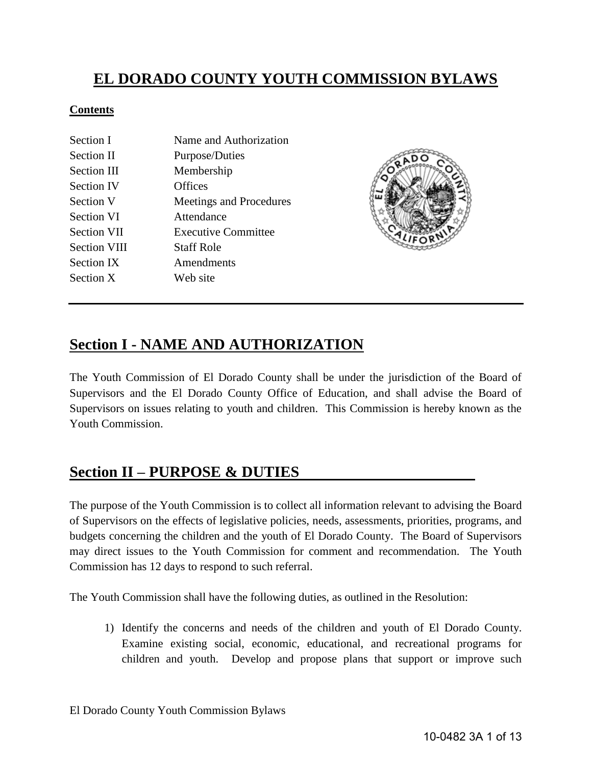# EL DORADO COUNTY YOUTH COMMISSION BYLAWS

**Contents**

| | |
|---|---|
| Section I | Name and Authorization |
| Section II | Purpose/Duties |
| Section III | Membership |
| Section IV | Offices |
| Section V | Meetings and Procedures |
| Section VI | Attendance |
| Section VII | Executive Committee |
| Section VIII | Staff Role |
| Section IX | Amendments |
| Section X | Web site |

## Section I - NAME AND AUTHORIZATION

The Youth Commission of El Dorado County shall be under the jurisdiction of the Board of Supervisors and the El Dorado County Office of Education, and shall advise the Board of Supervisors on issues relating to youth and children. This Commission is hereby known as the Youth Commission.

## Section II – PURPOSE & DUTIES

The purpose of the Youth Commission is to collect all information relevant to advising the Board of Supervisors on the effects of legislative policies, needs, assessments, priorities, programs, and budgets concerning the children and the youth of El Dorado County. The Board of Supervisors may direct issues to the Youth Commission for comment and recommendation. The Youth Commission has 12 days to respond to such referral.

The Youth Commission shall have the following duties, as outlined in the Resolution:

1) Identify the concerns and needs of the children and youth of El Dorado County. Examine existing social, economic, educational, and recreational programs for children and youth. Develop and propose plans that support or improve such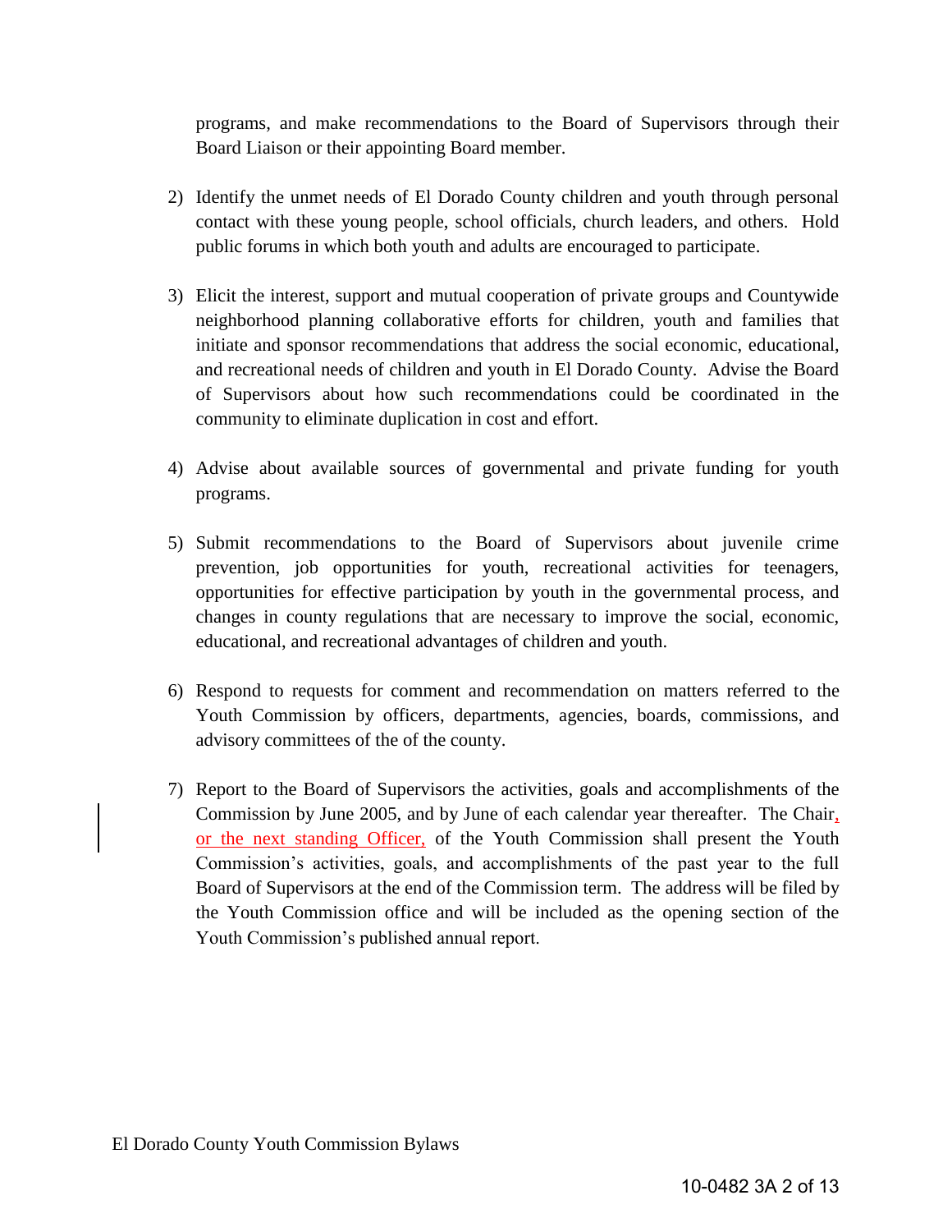programs, and make recommendations to the Board of Supervisors through their Board Liaison or their appointing Board member.

2) Identify the unmet needs of El Dorado County children and youth through personal contact with these young people, school officials, church leaders, and others. Hold public forums in which both youth and adults are encouraged to participate.

3) Elicit the interest, support and mutual cooperation of private groups and Countywide neighborhood planning collaborative efforts for children, youth and families that initiate and sponsor recommendations that address the social economic, educational, and recreational needs of children and youth in El Dorado County. Advise the Board of Supervisors about how such recommendations could be coordinated in the community to eliminate duplication in cost and effort.

4) Advise about available sources of governmental and private funding for youth programs.

5) Submit recommendations to the Board of Supervisors about juvenile crime prevention, job opportunities for youth, recreational activities for teenagers, opportunities for effective participation by youth in the governmental process, and changes in county regulations that are necessary to improve the social, economic, educational, and recreational advantages of children and youth.

6) Respond to requests for comment and recommendation on matters referred to the Youth Commission by officers, departments, agencies, boards, commissions, and advisory committees of the of the county.

7) Report to the Board of Supervisors the activities, goals and accomplishments of the Commission by June 2005, and by June of each calendar year thereafter. The Chair, or the next standing Officer, of the Youth Commission shall present the Youth Commission's activities, goals, and accomplishments of the past year to the full Board of Supervisors at the end of the Commission term. The address will be filed by the Youth Commission office and will be included as the opening section of the Youth Commission's published annual report.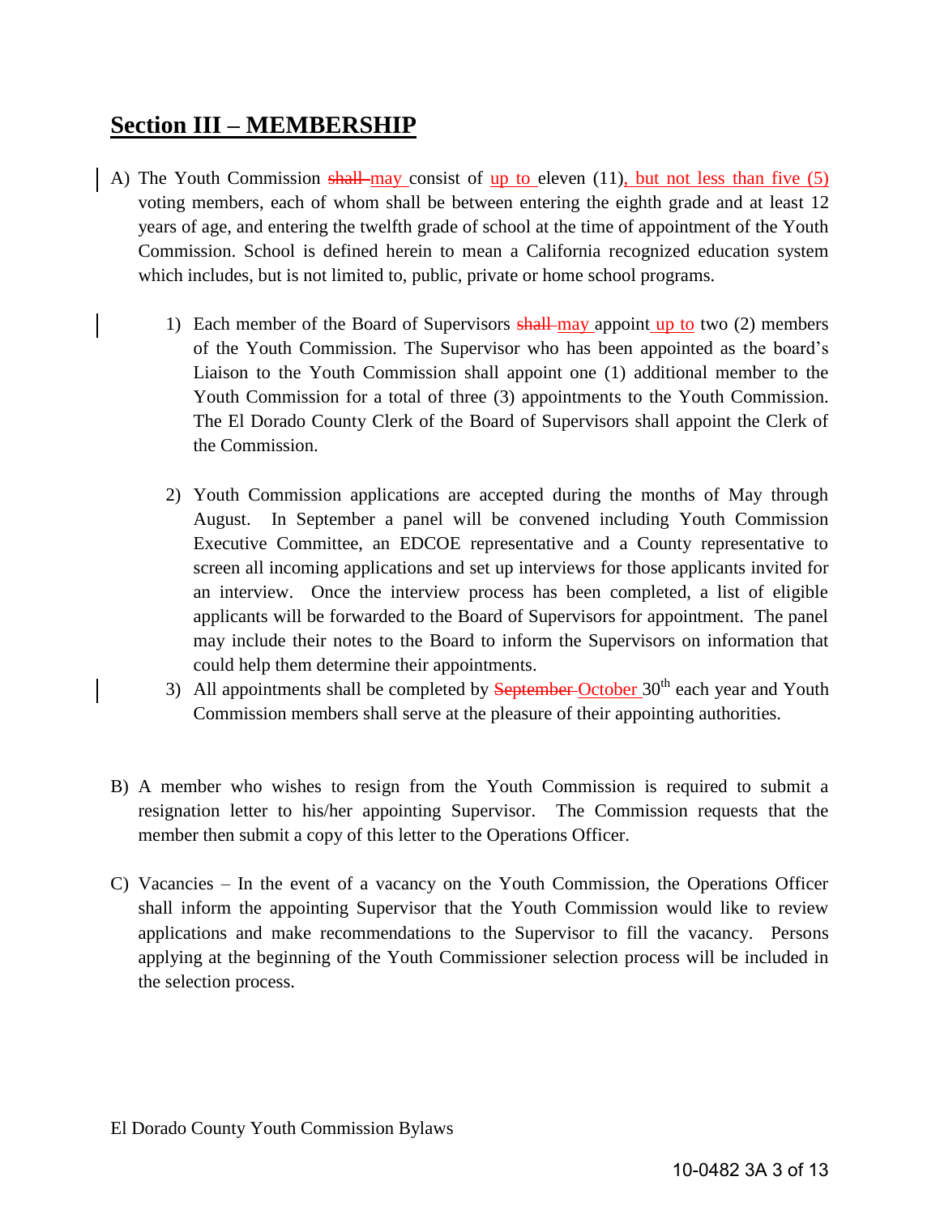## <u>Section III – MEMBERSHIP</u>

A) The Youth Commission ~~shall~~ <u>may</u> consist of <u>up to</u> eleven (11)<u>, but not less than five (5)</u> voting members, each of whom shall be between entering the eighth grade and at least 12 years of age, and entering the twelfth grade of school at the time of appointment of the Youth Commission. School is defined herein to mean a California recognized education system which includes, but is not limited to, public, private or home school programs.

   1) Each member of the Board of Supervisors ~~shall~~ <u>may</u> appoint <u>up to</u> two (2) members of the Youth Commission. The Supervisor who has been appointed as the board's Liaison to the Youth Commission shall appoint one (1) additional member to the Youth Commission for a total of three (3) appointments to the Youth Commission. The El Dorado County Clerk of the Board of Supervisors shall appoint the Clerk of the Commission.

   2) Youth Commission applications are accepted during the months of May through August. In September a panel will be convened including Youth Commission Executive Committee, an EDCOE representative and a County representative to screen all incoming applications and set up interviews for those applicants invited for an interview. Once the interview process has been completed, a list of eligible applicants will be forwarded to the Board of Supervisors for appointment. The panel may include their notes to the Board to inform the Supervisors on information that could help them determine their appointments.

   3) All appointments shall be completed by ~~September~~ <u>October</u> 30th each year and Youth Commission members shall serve at the pleasure of their appointing authorities.

B) A member who wishes to resign from the Youth Commission is required to submit a resignation letter to his/her appointing Supervisor. The Commission requests that the member then submit a copy of this letter to the Operations Officer.

C) Vacancies – In the event of a vacancy on the Youth Commission, the Operations Officer shall inform the appointing Supervisor that the Youth Commission would like to review applications and make recommendations to the Supervisor to fill the vacancy. Persons applying at the beginning of the Youth Commissioner selection process will be included in the selection process.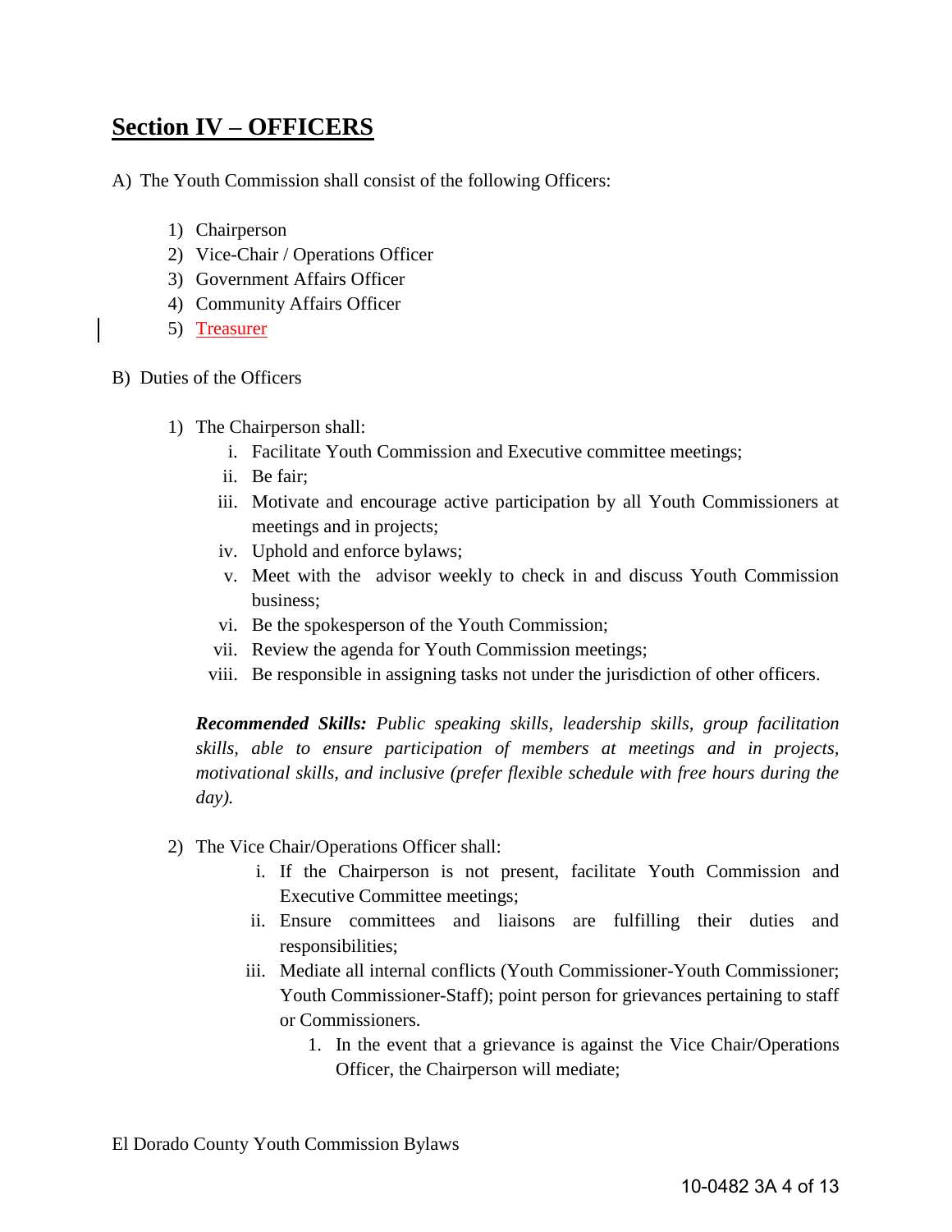## **Section IV – OFFICERS**

A) The Youth Commission shall consist of the following Officers:

1) Chairperson
2) Vice-Chair / Operations Officer
3) Government Affairs Officer
4) Community Affairs Officer
5) Treasurer

B) Duties of the Officers

1) The Chairperson shall:
   i. Facilitate Youth Commission and Executive committee meetings;
   ii. Be fair;
   iii. Motivate and encourage active participation by all Youth Commissioners at meetings and in projects;
   iv. Uphold and enforce bylaws;
   v. Meet with the advisor weekly to check in and discuss Youth Commission business;
   vi. Be the spokesperson of the Youth Commission;
   vii. Review the agenda for Youth Commission meetings;
   viii. Be responsible in assigning tasks not under the jurisdiction of other officers.

   ***Recommended Skills:*** *Public speaking skills, leadership skills, group facilitation skills, able to ensure participation of members at meetings and in projects, motivational skills, and inclusive (prefer flexible schedule with free hours during the day).*

2) The Vice Chair/Operations Officer shall:
   i. If the Chairperson is not present, facilitate Youth Commission and Executive Committee meetings;
   ii. Ensure committees and liaisons are fulfilling their duties and responsibilities;
   iii. Mediate all internal conflicts (Youth Commissioner-Youth Commissioner; Youth Commissioner-Staff); point person for grievances pertaining to staff or Commissioners.
      1. In the event that a grievance is against the Vice Chair/Operations Officer, the Chairperson will mediate;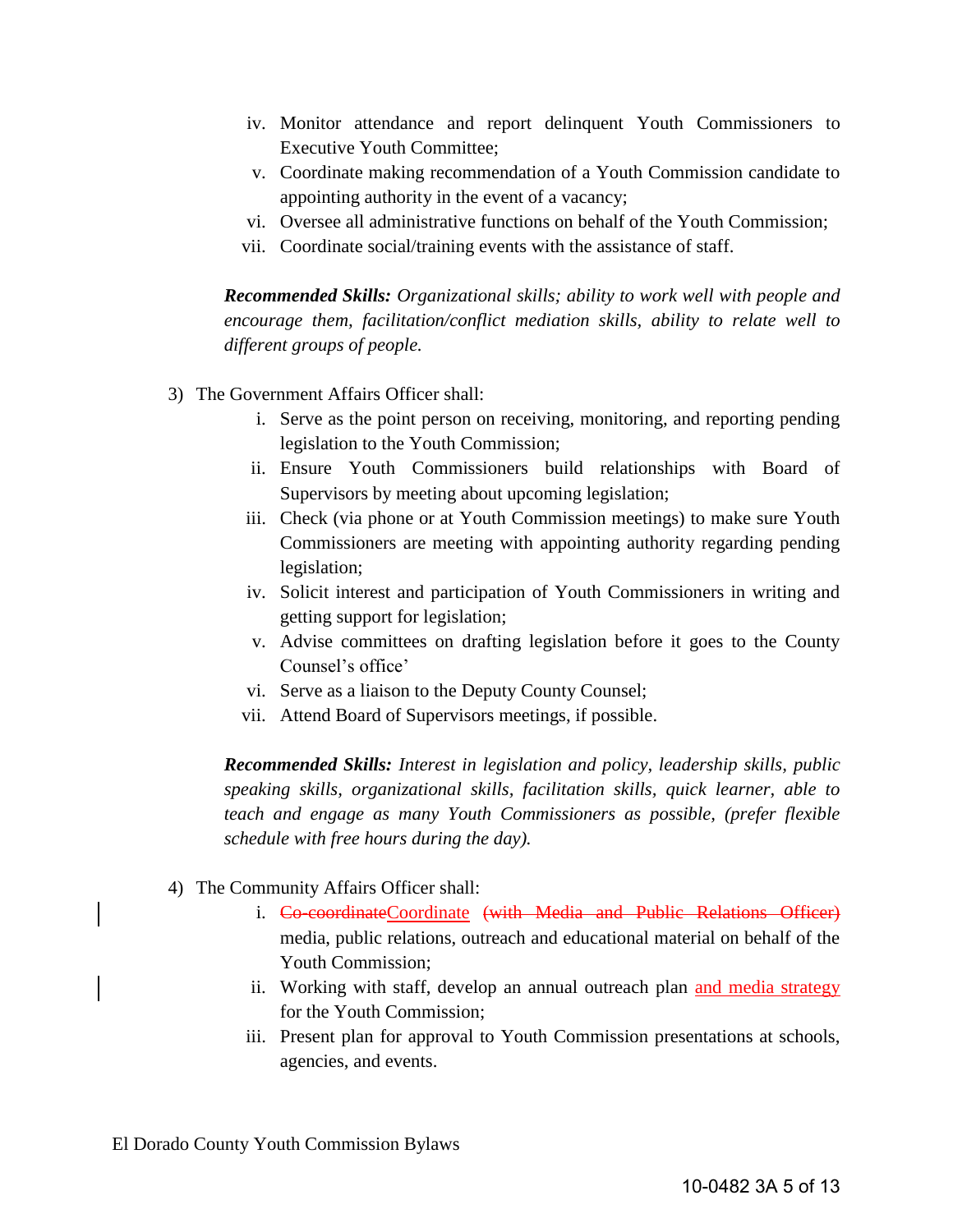iv. Monitor attendance and report delinquent Youth Commissioners to Executive Youth Committee;
v. Coordinate making recommendation of a Youth Commission candidate to appointing authority in the event of a vacancy;
vi. Oversee all administrative functions on behalf of the Youth Commission;
vii. Coordinate social/training events with the assistance of staff.

***Recommended Skills:*** *Organizational skills; ability to work well with people and encourage them, facilitation/conflict mediation skills, ability to relate well to different groups of people.*

3) The Government Affairs Officer shall:
   i. Serve as the point person on receiving, monitoring, and reporting pending legislation to the Youth Commission;
   ii. Ensure Youth Commissioners build relationships with Board of Supervisors by meeting about upcoming legislation;
   iii. Check (via phone or at Youth Commission meetings) to make sure Youth Commissioners are meeting with appointing authority regarding pending legislation;
   iv. Solicit interest and participation of Youth Commissioners in writing and getting support for legislation;
   v. Advise committees on drafting legislation before it goes to the County Counsel's office'
   vi. Serve as a liaison to the Deputy County Counsel;
   vii. Attend Board of Supervisors meetings, if possible.

***Recommended Skills:*** *Interest in legislation and policy, leadership skills, public speaking skills, organizational skills, facilitation skills, quick learner, able to teach and engage as many Youth Commissioners as possible, (prefer flexible schedule with free hours during the day).*

4) The Community Affairs Officer shall:
   i. ~~Co-coordinate~~Coordinate ~~(with Media and Public Relations Officer)~~ media, public relations, outreach and educational material on behalf of the Youth Commission;
   ii. Working with staff, develop an annual outreach plan and media strategy for the Youth Commission;
   iii. Present plan for approval to Youth Commission presentations at schools, agencies, and events.

El Dorado County Youth Commission Bylaws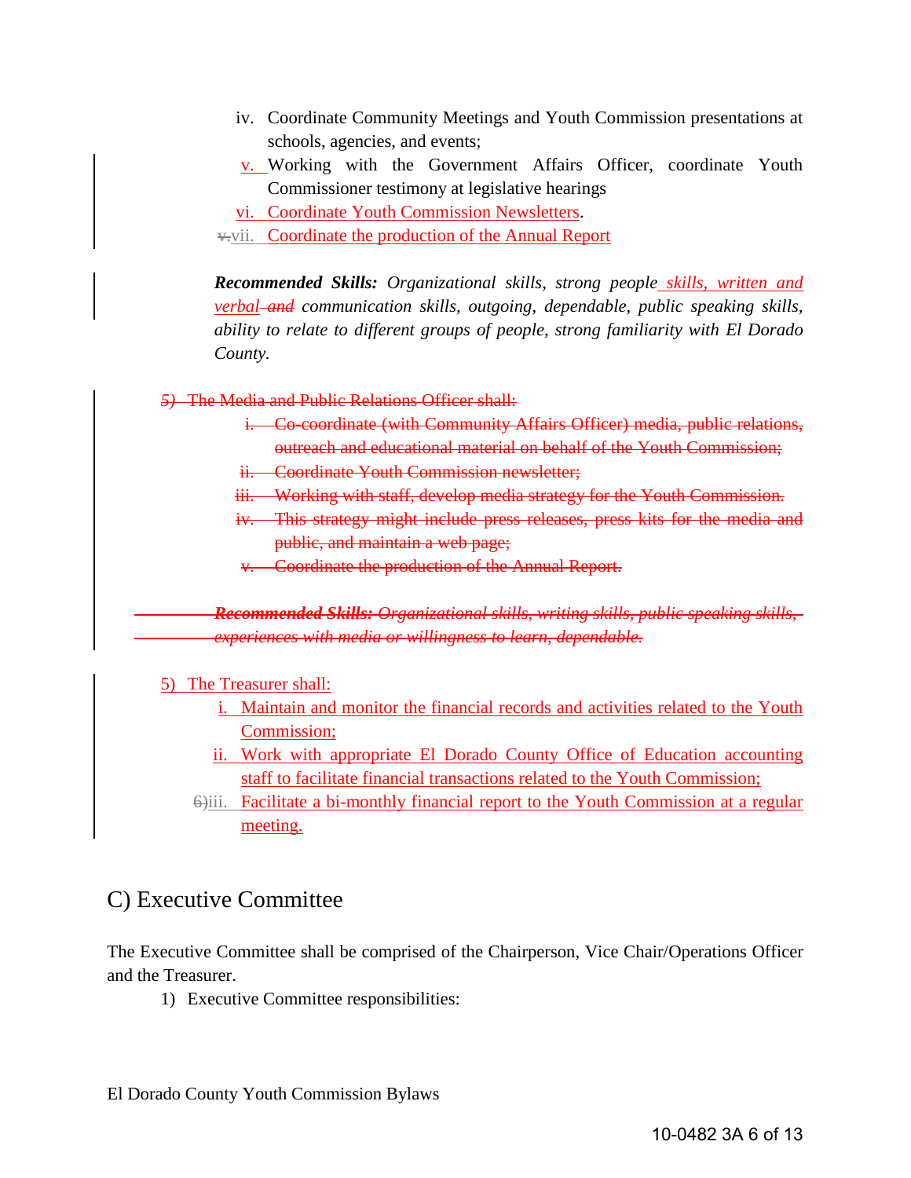iv. Coordinate Community Meetings and Youth Commission presentations at schools, agencies, and events;

v. Working with the Government Affairs Officer, coordinate Youth Commissioner testimony at legislative hearings

vi. Coordinate Youth Commission Newsletters.

~~v.~~vii. Coordinate the production of the Annual Report

***Recommended Skills:*** *Organizational skills, strong people skills, written and verbal ~~and~~ communication skills, outgoing, dependable, public speaking skills, ability to relate to different groups of people, strong familiarity with El Dorado County.*

~~5) The Media and Public Relations Officer shall:~~

~~i. Co-coordinate (with Community Affairs Officer) media, public relations, outreach and educational material on behalf of the Youth Commission;~~

~~ii. Coordinate Youth Commission newsletter;~~

~~iii. Working with staff, develop media strategy for the Youth Commission.~~

~~iv. This strategy might include press releases, press kits for the media and public, and maintain a web page;~~

~~v. Coordinate the production of the Annual Report.~~

~~***Recommended Skills:*** *Organizational skills, writing skills, public speaking skills, experiences with media or willingness to learn, dependable.*~~

5) The Treasurer shall:

i. Maintain and monitor the financial records and activities related to the Youth Commission;

ii. Work with appropriate El Dorado County Office of Education accounting staff to facilitate financial transactions related to the Youth Commission;

~~6)~~iii. Facilitate a bi-monthly financial report to the Youth Commission at a regular meeting.

## C) Executive Committee

The Executive Committee shall be comprised of the Chairperson, Vice Chair/Operations Officer and the Treasurer.

1) Executive Committee responsibilities: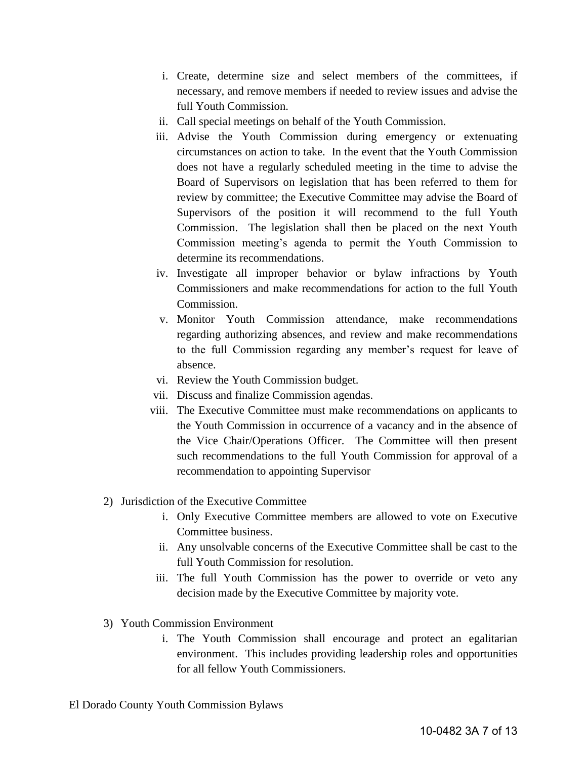i. Create, determine size and select members of the committees, if necessary, and remove members if needed to review issues and advise the full Youth Commission.
ii. Call special meetings on behalf of the Youth Commission.
iii. Advise the Youth Commission during emergency or extenuating circumstances on action to take. In the event that the Youth Commission does not have a regularly scheduled meeting in the time to advise the Board of Supervisors on legislation that has been referred to them for review by committee; the Executive Committee may advise the Board of Supervisors of the position it will recommend to the full Youth Commission. The legislation shall then be placed on the next Youth Commission meeting's agenda to permit the Youth Commission to determine its recommendations.
iv. Investigate all improper behavior or bylaw infractions by Youth Commissioners and make recommendations for action to the full Youth Commission.
v. Monitor Youth Commission attendance, make recommendations regarding authorizing absences, and review and make recommendations to the full Commission regarding any member's request for leave of absence.
vi. Review the Youth Commission budget.
vii. Discuss and finalize Commission agendas.
viii. The Executive Committee must make recommendations on applicants to the Youth Commission in occurrence of a vacancy and in the absence of the Vice Chair/Operations Officer. The Committee will then present such recommendations to the full Youth Commission for approval of a recommendation to appointing Supervisor

2) Jurisdiction of the Executive Committee
   i. Only Executive Committee members are allowed to vote on Executive Committee business.
   ii. Any unsolvable concerns of the Executive Committee shall be cast to the full Youth Commission for resolution.
   iii. The full Youth Commission has the power to override or veto any decision made by the Executive Committee by majority vote.

3) Youth Commission Environment
   i. The Youth Commission shall encourage and protect an egalitarian environment. This includes providing leadership roles and opportunities for all fellow Youth Commissioners.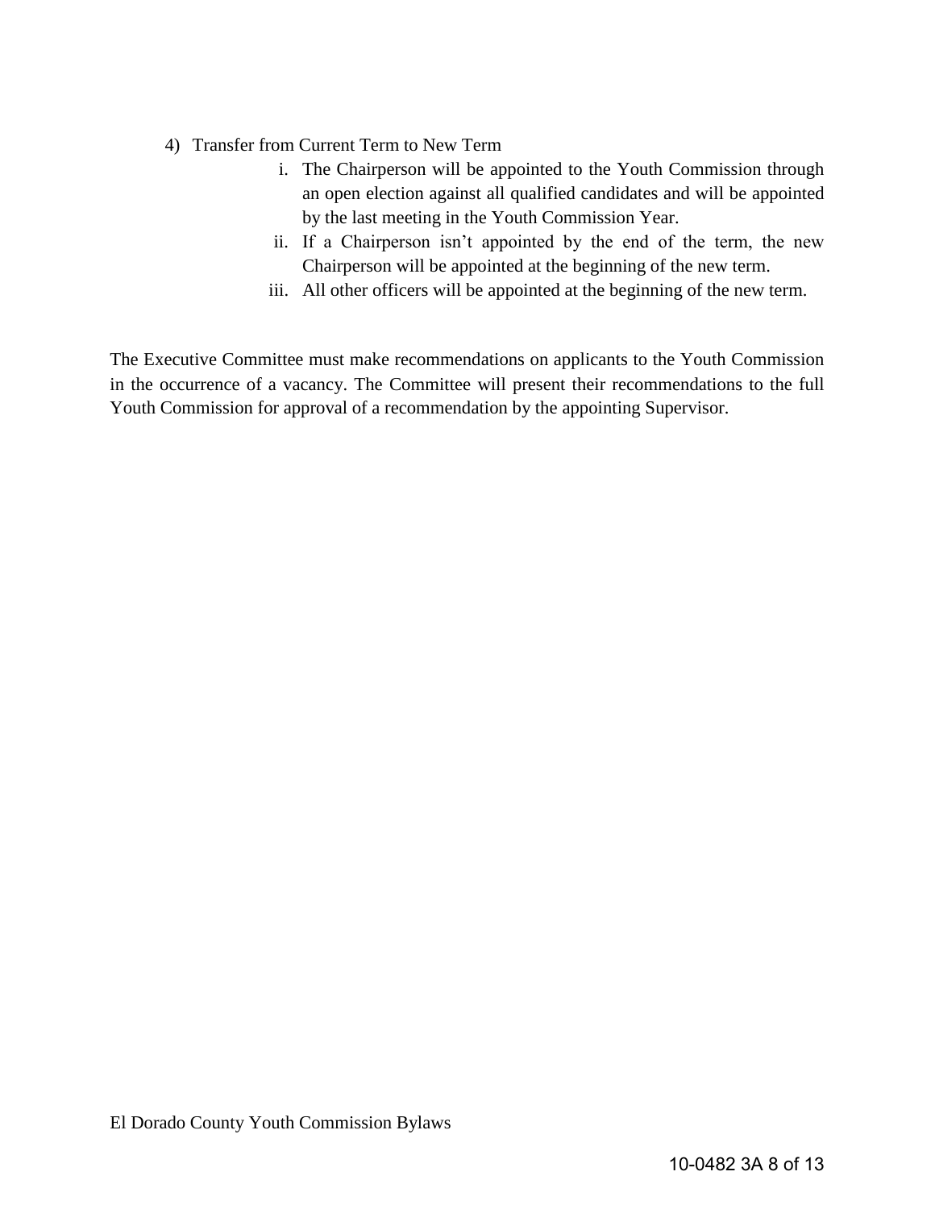4) Transfer from Current Term to New Term

   i. The Chairperson will be appointed to the Youth Commission through an open election against all qualified candidates and will be appointed by the last meeting in the Youth Commission Year.

   ii. If a Chairperson isn't appointed by the end of the term, the new Chairperson will be appointed at the beginning of the new term.

   iii. All other officers will be appointed at the beginning of the new term.

The Executive Committee must make recommendations on applicants to the Youth Commission in the occurrence of a vacancy. The Committee will present their recommendations to the full Youth Commission for approval of a recommendation by the appointing Supervisor.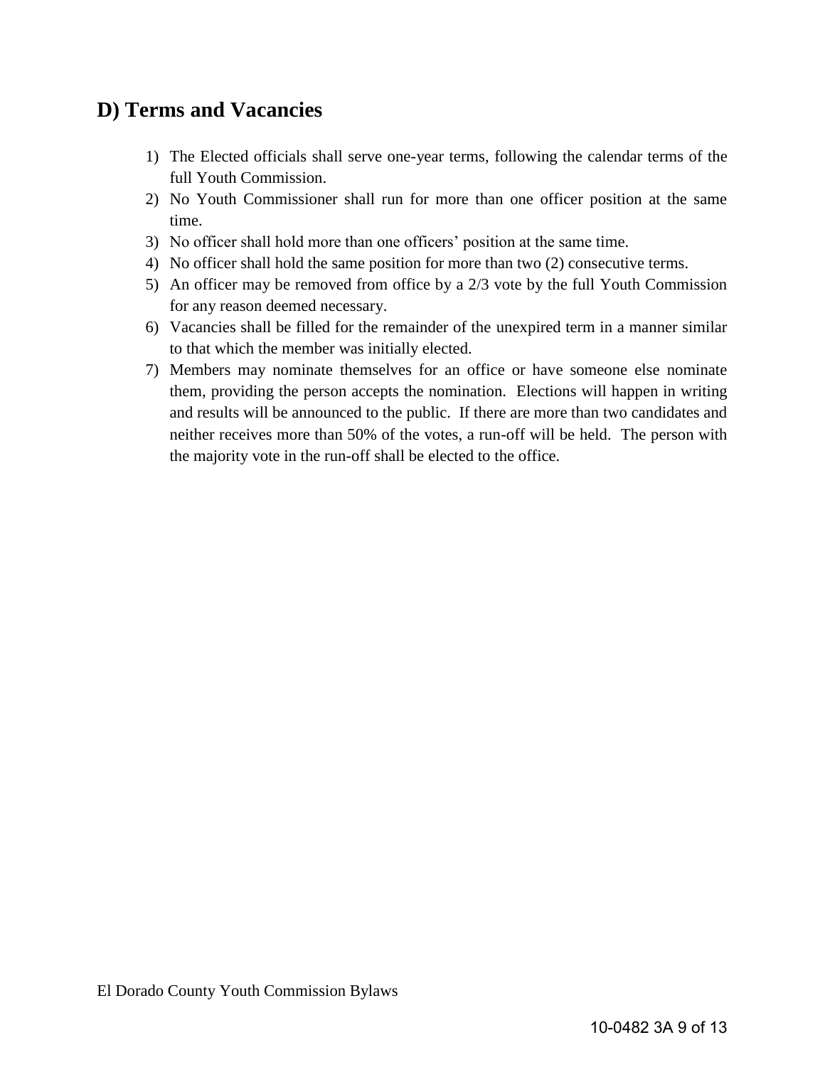## D) Terms and Vacancies

1) The Elected officials shall serve one-year terms, following the calendar terms of the full Youth Commission.
2) No Youth Commissioner shall run for more than one officer position at the same time.
3) No officer shall hold more than one officers' position at the same time.
4) No officer shall hold the same position for more than two (2) consecutive terms.
5) An officer may be removed from office by a 2/3 vote by the full Youth Commission for any reason deemed necessary.
6) Vacancies shall be filled for the remainder of the unexpired term in a manner similar to that which the member was initially elected.
7) Members may nominate themselves for an office or have someone else nominate them, providing the person accepts the nomination. Elections will happen in writing and results will be announced to the public. If there are more than two candidates and neither receives more than 50% of the votes, a run-off will be held. The person with the majority vote in the run-off shall be elected to the office.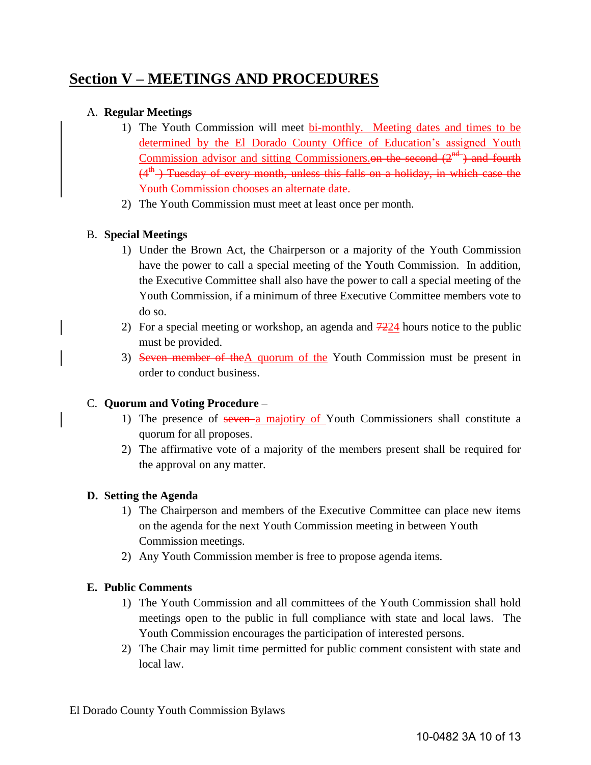# Section V – MEETINGS AND PROCEDURES

A. **Regular Meetings**

1) The Youth Commission will meet bi-monthly. Meeting dates and times to be determined by the El Dorado County Office of Education's assigned Youth Commission advisor and sitting Commissioners.~~on the second (2nd) and fourth (4th) Tuesday of every month, unless this falls on a holiday, in which case the Youth Commission chooses an alternate date.~~
2) The Youth Commission must meet at least once per month.

B. **Special Meetings**

1) Under the Brown Act, the Chairperson or a majority of the Youth Commission have the power to call a special meeting of the Youth Commission. In addition, the Executive Committee shall also have the power to call a special meeting of the Youth Commission, if a minimum of three Executive Committee members vote to do so.
2) For a special meeting or workshop, an agenda and ~~72~~24 hours notice to the public must be provided.
3) ~~Seven member of the~~A quorum of the Youth Commission must be present in order to conduct business.

C. **Quorum and Voting Procedure** –

1) The presence of ~~seven~~ a majotiry of Youth Commissioners shall constitute a quorum for all proposes.
2) The affirmative vote of a majority of the members present shall be required for the approval on any matter.

**D. Setting the Agenda**

1) The Chairperson and members of the Executive Committee can place new items on the agenda for the next Youth Commission meeting in between Youth Commission meetings.
2) Any Youth Commission member is free to propose agenda items.

**E. Public Comments**

1) The Youth Commission and all committees of the Youth Commission shall hold meetings open to the public in full compliance with state and local laws. The Youth Commission encourages the participation of interested persons.
2) The Chair may limit time permitted for public comment consistent with state and local law.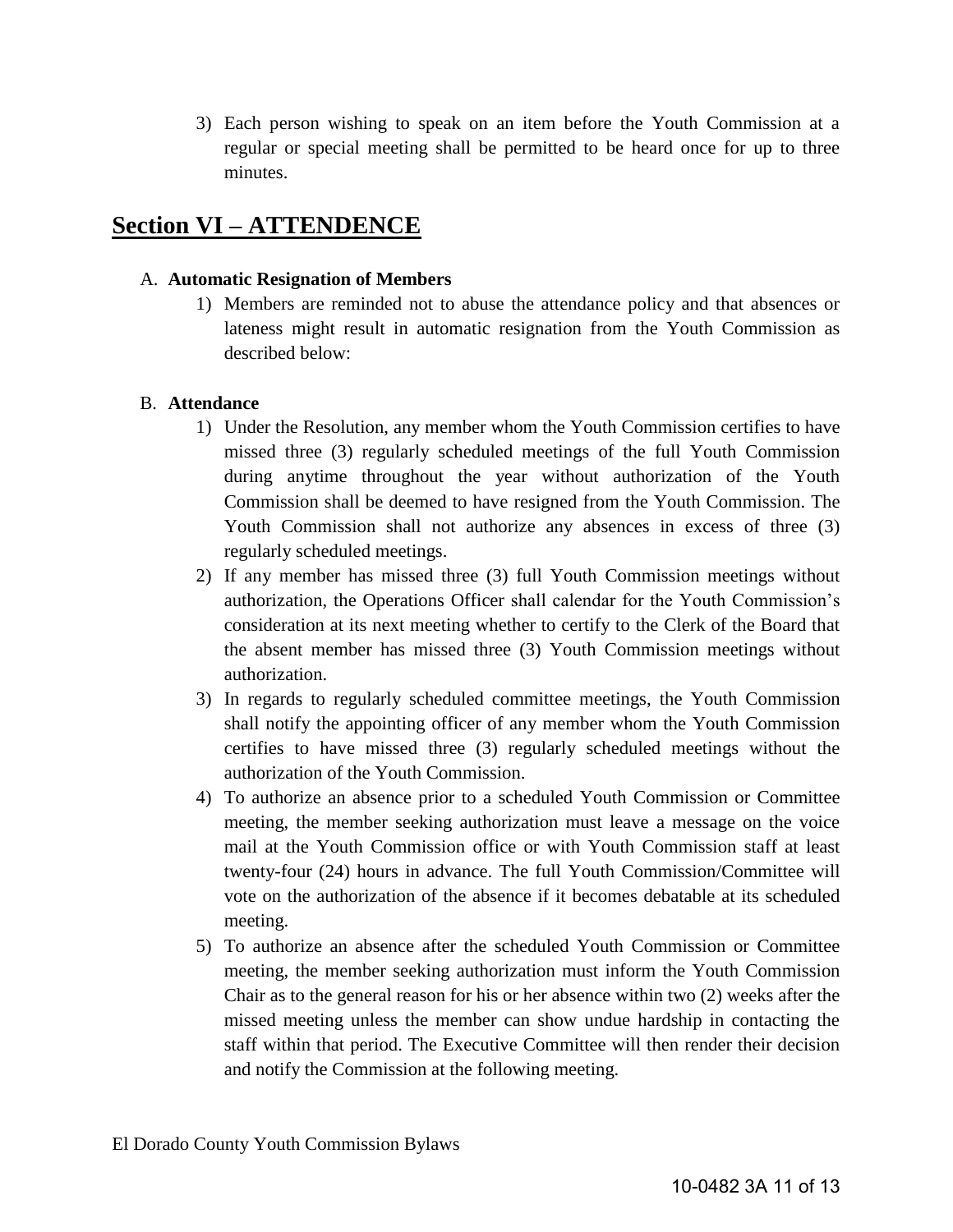3) Each person wishing to speak on an item before the Youth Commission at a regular or special meeting shall be permitted to be heard once for up to three minutes.

## Section VI – ATTENDENCE

A. **Automatic Resignation of Members**

1) Members are reminded not to abuse the attendance policy and that absences or lateness might result in automatic resignation from the Youth Commission as described below:

B. **Attendance**

1) Under the Resolution, any member whom the Youth Commission certifies to have missed three (3) regularly scheduled meetings of the full Youth Commission during anytime throughout the year without authorization of the Youth Commission shall be deemed to have resigned from the Youth Commission. The Youth Commission shall not authorize any absences in excess of three (3) regularly scheduled meetings.
2) If any member has missed three (3) full Youth Commission meetings without authorization, the Operations Officer shall calendar for the Youth Commission's consideration at its next meeting whether to certify to the Clerk of the Board that the absent member has missed three (3) Youth Commission meetings without authorization.
3) In regards to regularly scheduled committee meetings, the Youth Commission shall notify the appointing officer of any member whom the Youth Commission certifies to have missed three (3) regularly scheduled meetings without the authorization of the Youth Commission.
4) To authorize an absence prior to a scheduled Youth Commission or Committee meeting, the member seeking authorization must leave a message on the voice mail at the Youth Commission office or with Youth Commission staff at least twenty-four (24) hours in advance. The full Youth Commission/Committee will vote on the authorization of the absence if it becomes debatable at its scheduled meeting.
5) To authorize an absence after the scheduled Youth Commission or Committee meeting, the member seeking authorization must inform the Youth Commission Chair as to the general reason for his or her absence within two (2) weeks after the missed meeting unless the member can show undue hardship in contacting the staff within that period. The Executive Committee will then render their decision and notify the Commission at the following meeting.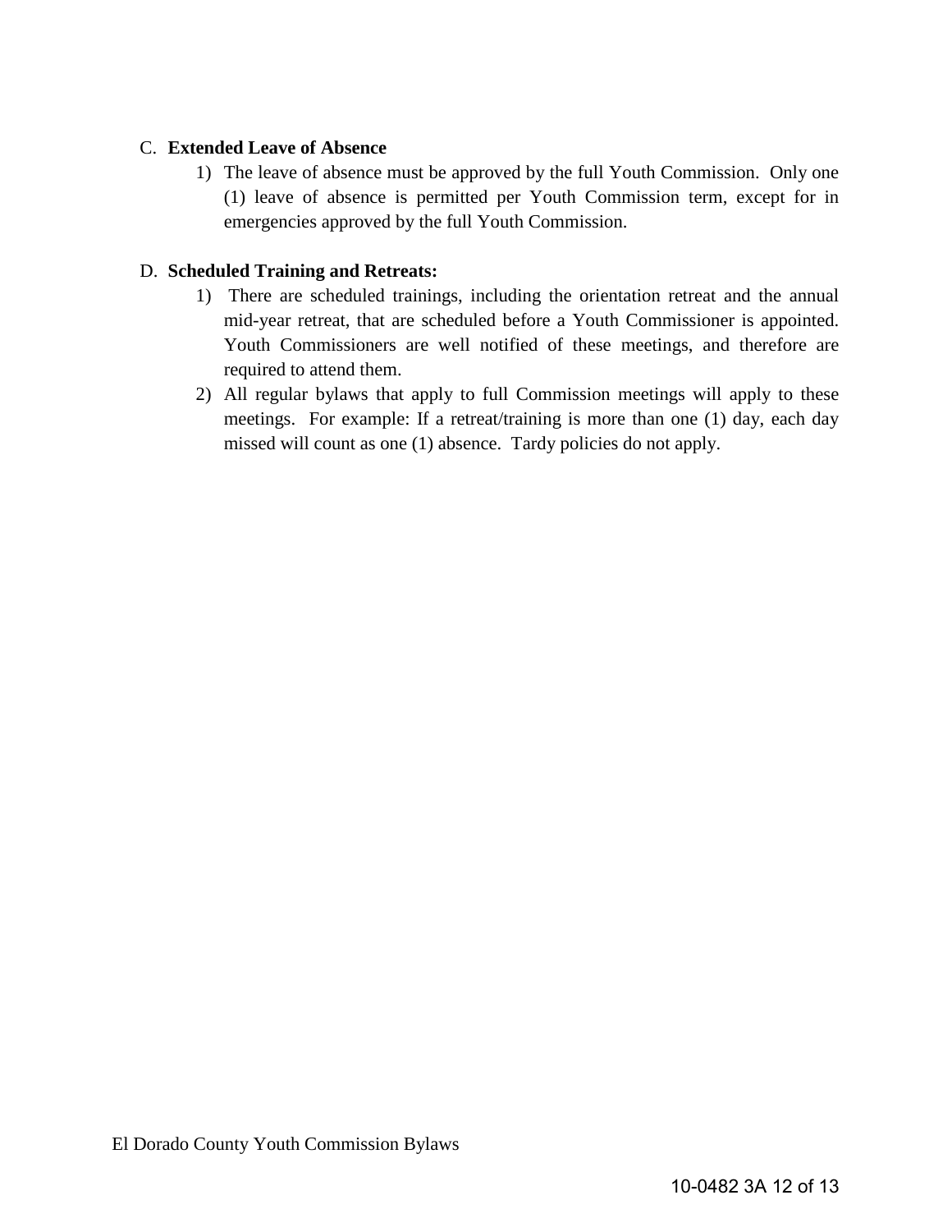C. **Extended Leave of Absence**

1) The leave of absence must be approved by the full Youth Commission. Only one (1) leave of absence is permitted per Youth Commission term, except for in emergencies approved by the full Youth Commission.

D. **Scheduled Training and Retreats:**

1) There are scheduled trainings, including the orientation retreat and the annual mid-year retreat, that are scheduled before a Youth Commissioner is appointed. Youth Commissioners are well notified of these meetings, and therefore are required to attend them.
2) All regular bylaws that apply to full Commission meetings will apply to these meetings. For example: If a retreat/training is more than one (1) day, each day missed will count as one (1) absence. Tardy policies do not apply.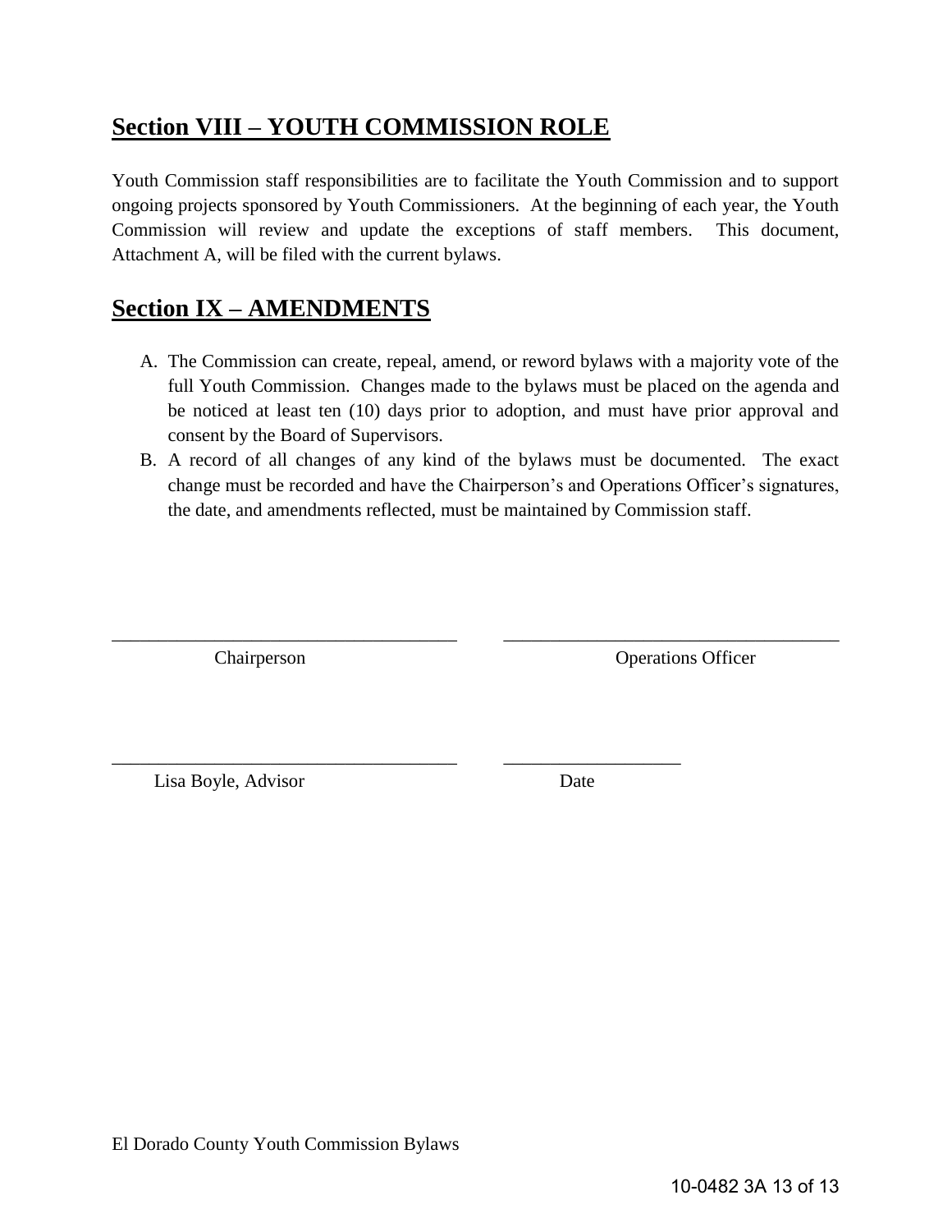## Section VIII – YOUTH COMMISSION ROLE

Youth Commission staff responsibilities are to facilitate the Youth Commission and to support ongoing projects sponsored by Youth Commissioners. At the beginning of each year, the Youth Commission will review and update the exceptions of staff members. This document, Attachment A, will be filed with the current bylaws.

## Section IX – AMENDMENTS

A. The Commission can create, repeal, amend, or reword bylaws with a majority vote of the full Youth Commission. Changes made to the bylaws must be placed on the agenda and be noticed at least ten (10) days prior to adoption, and must have prior approval and consent by the Board of Supervisors.
B. A record of all changes of any kind of the bylaws must be documented. The exact change must be recorded and have the Chairperson's and Operations Officer's signatures, the date, and amendments reflected, must be maintained by Commission staff.

\_\_\_\_\_\_\_\_\_\_\_\_\_\_\_\_\_\_\_\_\_\_\_\_\_\_\_\_\_\_\_\_\_\_\_\_ \_\_\_\_\_\_\_\_\_\_\_\_\_\_\_\_\_\_\_\_\_\_\_\_\_\_\_\_\_\_\_\_\_\_\_\_

Chairperson Operations Officer

\_\_\_\_\_\_\_\_\_\_\_\_\_\_\_\_\_\_\_\_\_\_\_\_\_\_\_\_\_\_\_\_\_\_\_\_ \_\_\_\_\_\_\_\_\_\_\_\_\_\_\_\_\_\_\_

Lisa Boyle, Advisor Date